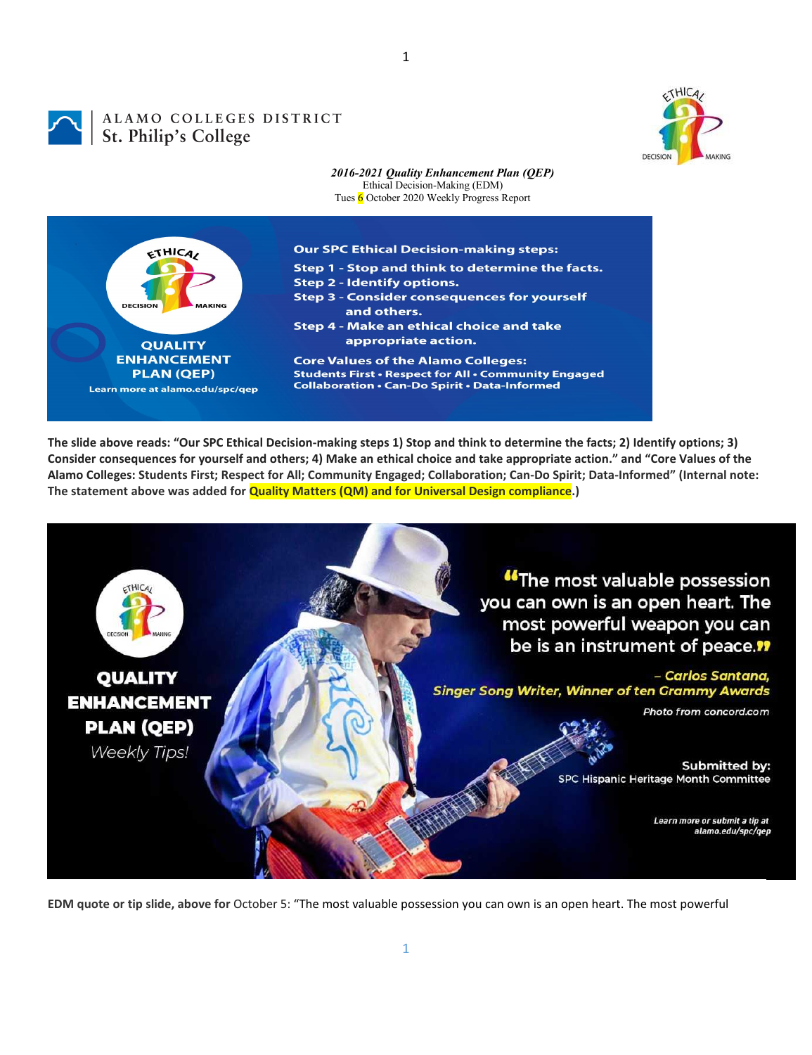ALAMO COLLEGES DISTRICT
St. Philip's College

***2016-2021 Quality Enhancement Plan (QEP)***
Ethical Decision-Making (EDM)
Tues 6 October 2020 Weekly Progress Report

ETHICAL DECISION MAKING

QUALITY ENHANCEMENT PLAN (QEP)

Learn more at alamo.edu/spc/qep

**Our SPC Ethical Decision-making steps:**

**Step 1 - Stop and think to determine the facts.**
**Step 2 - Identify options.**
**Step 3 - Consider consequences for yourself and others.**
**Step 4 - Make an ethical choice and take appropriate action.**

**Core Values of the Alamo Colleges:**
**Students First • Respect for All • Community Engaged Collaboration • Can-Do Spirit • Data-Informed**

**The slide above reads: "Our SPC Ethical Decision-making steps 1) Stop and think to determine the facts; 2) Identify options; 3) Consider consequences for yourself and others; 4) Make an ethical choice and take appropriate action." and "Core Values of the Alamo Colleges: Students First; Respect for All; Community Engaged; Collaboration; Can-Do Spirit; Data-Informed" (Internal note: The statement above was added for Quality Matters (QM) and for Universal Design compliance.)**

ETHICAL DECISION MAKING

**QUALITY ENHANCEMENT PLAN (QEP)**
*Weekly Tips!*

"The most valuable possession you can own is an open heart. The most powerful weapon you can be is an instrument of peace."

*– Carlos Santana, Singer Song Writer, Winner of ten Grammy Awards*

*Photo from concord.com*

**Submitted by:**
SPC Hispanic Heritage Month Committee

*Learn more or submit a tip at alamo.edu/spc/qep*

**EDM quote or tip slide, above for** October 5: "The most valuable possession you can own is an open heart. The most powerful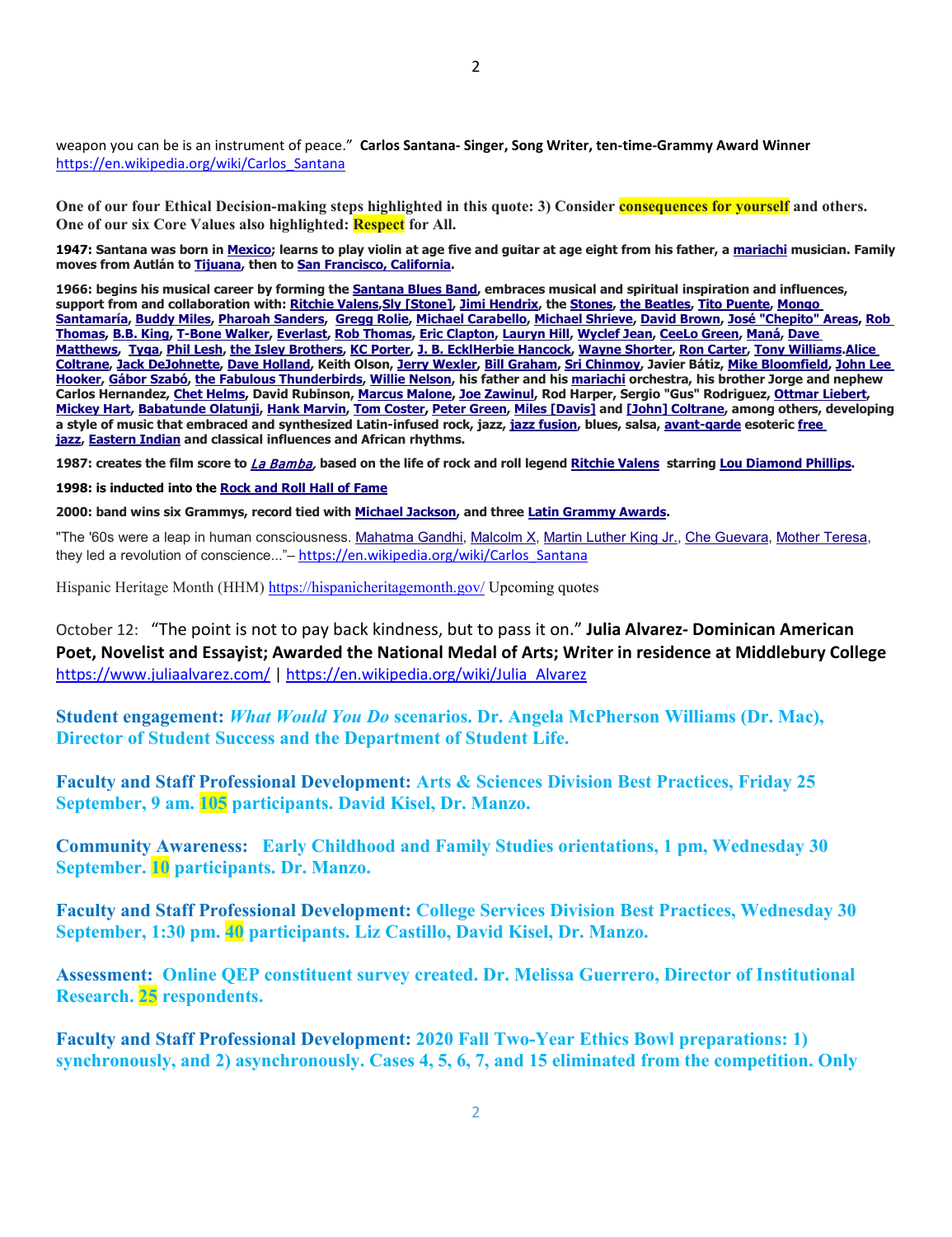weapon you can be is an instrument of peace." **Carlos Santana- Singer, Song Writer, ten-time-Grammy Award Winner** https://en.wikipedia.org/wiki/Carlos_Santana

**One of our four Ethical Decision-making steps highlighted in this quote: 3) Consider consequences for yourself and others. One of our six Core Values also highlighted: Respect for All.**

**1947: Santana was born in Mexico; learns to play violin at age five and guitar at age eight from his father, a mariachi musician. Family moves from Autlán to Tijuana, then to San Francisco, California.**

**1966: begins his musical career by forming the Santana Blues Band, embraces musical and spiritual inspiration and influences, support from and collaboration with: Ritchie Valens,Sly [Stone], Jimi Hendrix, the Stones, the Beatles, Tito Puente, Mongo Santamaría, Buddy Miles, Pharoah Sanders, Gregg Rolie, Michael Carabello, Michael Shrieve, David Brown, José "Chepito" Areas, Rob Thomas, B.B. King, T-Bone Walker, Everlast, Rob Thomas, Eric Clapton, Lauryn Hill, Wyclef Jean, CeeLo Green, Maná, Dave Matthews, Tyga, Phil Lesh, the Isley Brothers, KC Porter, J. B. EcklHerbie Hancock, Wayne Shorter, Ron Carter, Tony Williams.Alice Coltrane, Jack DeJohnette, Dave Holland, Keith Olson, Jerry Wexler, Bill Graham, Sri Chinmoy, Javier Bátiz, Mike Bloomfield, John Lee Hooker, Gábor Szabó, the Fabulous Thunderbirds, Willie Nelson, his father and his mariachi orchestra, his brother Jorge and nephew Carlos Hernandez, Chet Helms, David Rubinson, Marcus Malone, Joe Zawinul, Rod Harper, Sergio "Gus" Rodriguez, Ottmar Liebert, Mickey Hart, Babatunde Olatunji, Hank Marvin, Tom Coster, Peter Green, Miles [Davis] and [John] Coltrane, among others, developing a style of music that embraced and synthesized Latin-infused rock, jazz, jazz fusion, blues, salsa, avant-garde esoteric free jazz, Eastern Indian and classical influences and African rhythms.**

**1987: creates the film score to *La Bamba*, based on the life of rock and roll legend Ritchie Valens starring Lou Diamond Phillips.**

**1998: is inducted into the Rock and Roll Hall of Fame**

**2000: band wins six Grammys, record tied with Michael Jackson, and three Latin Grammy Awards.**

"The '60s were a leap in human consciousness. Mahatma Gandhi, Malcolm X, Martin Luther King Jr., Che Guevara, Mother Teresa, they led a revolution of conscience..."– https://en.wikipedia.org/wiki/Carlos_Santana

Hispanic Heritage Month (HHM) https://hispanicheritagemonth.gov/ Upcoming quotes

October 12: "The point is not to pay back kindness, but to pass it on." **Julia Alvarez- Dominican American Poet, Novelist and Essayist; Awarded the National Medal of Arts; Writer in residence at Middlebury College** https://www.juliaalvarez.com/ | https://en.wikipedia.org/wiki/Julia_Alvarez

**Student engagement: *What Would You Do* scenarios. Dr. Angela McPherson Williams (Dr. Mac), Director of Student Success and the Department of Student Life.**

**Faculty and Staff Professional Development: Arts & Sciences Division Best Practices, Friday 25 September, 9 am. 105 participants. David Kisel, Dr. Manzo.**

**Community Awareness: Early Childhood and Family Studies orientations, 1 pm, Wednesday 30 September. 10 participants. Dr. Manzo.**

**Faculty and Staff Professional Development: College Services Division Best Practices, Wednesday 30 September, 1:30 pm. 40 participants. Liz Castillo, David Kisel, Dr. Manzo.**

**Assessment: Online QEP constituent survey created. Dr. Melissa Guerrero, Director of Institutional Research. 25 respondents.**

**Faculty and Staff Professional Development: 2020 Fall Two-Year Ethics Bowl preparations: 1) synchronously, and 2) asynchronously. Cases 4, 5, 6, 7, and 15 eliminated from the competition. Only**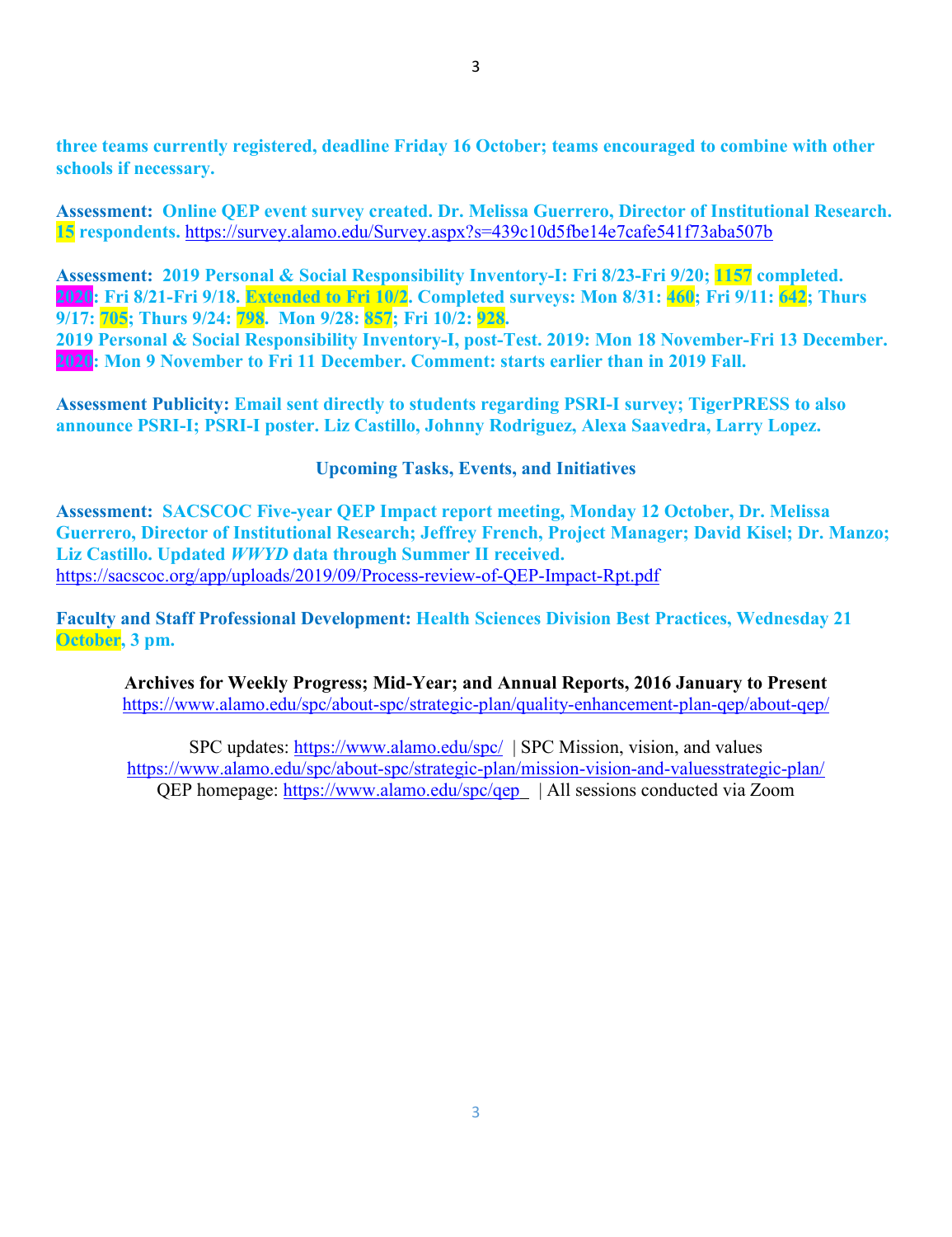**three teams currently registered, deadline Friday 16 October; teams encouraged to combine with other schools if necessary.**

**Assessment: Online QEP event survey created. Dr. Melissa Guerrero, Director of Institutional Research. 15 respondents.** https://survey.alamo.edu/Survey.aspx?s=439c10d5fbe14e7cafe541f73aba507b

**Assessment: 2019 Personal & Social Responsibility Inventory-I: Fri 8/23-Fri 9/20; 1157 completed. 2020: Fri 8/21-Fri 9/18. Extended to Fri 10/2. Completed surveys: Mon 8/31: 460; Fri 9/11: 642; Thurs 9/17: 705; Thurs 9/24: 798. Mon 9/28: 857; Fri 10/2: 928.**
**2019 Personal & Social Responsibility Inventory-I, post-Test. 2019: Mon 18 November-Fri 13 December. 2020: Mon 9 November to Fri 11 December. Comment: starts earlier than in 2019 Fall.**

**Assessment Publicity: Email sent directly to students regarding PSRI-I survey; TigerPRESS to also announce PSRI-I; PSRI-I poster. Liz Castillo, Johnny Rodriguez, Alexa Saavedra, Larry Lopez.**

## Upcoming Tasks, Events, and Initiatives

**Assessment: SACSCOC Five-year QEP Impact report meeting, Monday 12 October, Dr. Melissa Guerrero, Director of Institutional Research; Jeffrey French, Project Manager; David Kisel; Dr. Manzo; Liz Castillo. Updated *WWYD* data through Summer II received.**
https://sacscoc.org/app/uploads/2019/09/Process-review-of-QEP-Impact-Rpt.pdf

**Faculty and Staff Professional Development: Health Sciences Division Best Practices, Wednesday 21 October, 3 pm.**

**Archives for Weekly Progress; Mid-Year; and Annual Reports, 2016 January to Present**
https://www.alamo.edu/spc/about-spc/strategic-plan/quality-enhancement-plan-qep/about-qep/

SPC updates: https://www.alamo.edu/spc/ | SPC Mission, vision, and values
https://www.alamo.edu/spc/about-spc/strategic-plan/mission-vision-and-valuesstrategic-plan/
QEP homepage: https://www.alamo.edu/spc/qep | All sessions conducted via Zoom